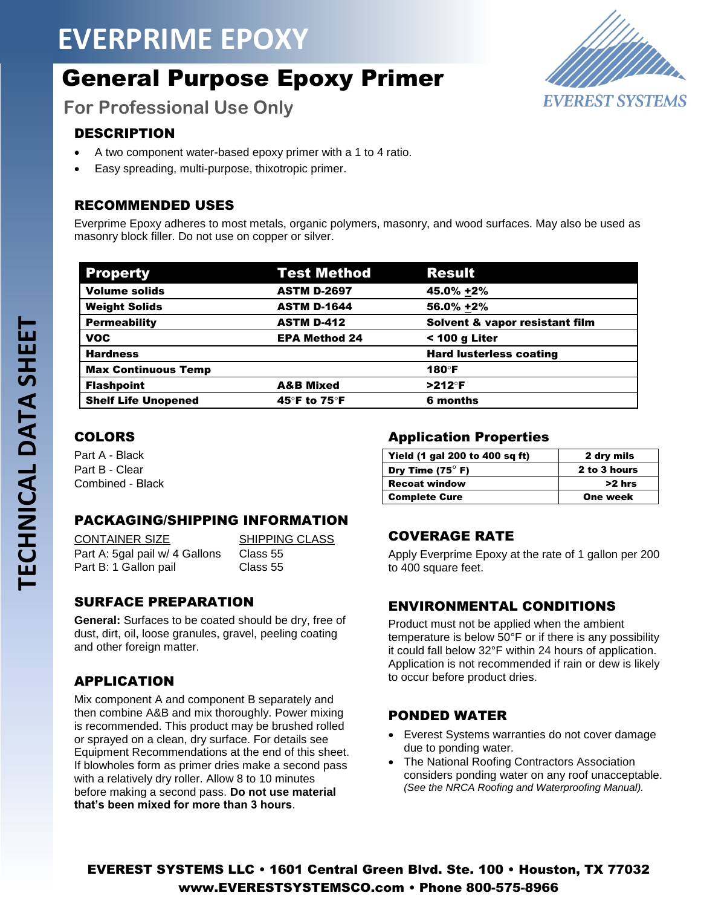# EVERPRIME EPOXY

## General Purpose Epoxy Primer

### For Professional Use Only

EVEREST SYSTEMS

TECHNICAL DATA SHEET

### DESCRIPTION

- A two component water-based epoxy primer with a 1 to 4 ratio.
- Easy spreading, multi-purpose, thixotropic primer.

### RECOMMENDED USES

Everprime Epoxy adheres to most metals, organic polymers, masonry, and wood surfaces. May also be used as masonry block filler. Do not use on copper or silver.

| Property | Test Method | Result |
|---|---|---|
| Volume solids | ASTM D-2697 | 45.0% ±2% |
| Weight Solids | ASTM D-1644 | 56.0% ±2% |
| Permeability | ASTM D-412 | Solvent & vapor resistant film |
| VOC | EPA Method 24 | < 100 g Liter |
| Hardness | | Hard lusterless coating |
| Max Continuous Temp | | 180°F |
| Flashpoint | A&B Mixed | >212°F |
| Shelf Life Unopened | 45°F to 75°F | 6 months |

### COLORS

Part A - Black
Part B - Clear
Combined - Black

### PACKAGING/SHIPPING INFORMATION

| CONTAINER SIZE | SHIPPING CLASS |
|---|---|
| Part A: 5gal pail w/ 4 Gallons | Class 55 |
| Part B: 1 Gallon pail | Class 55 |

### SURFACE PREPARATION

**General:** Surfaces to be coated should be dry, free of dust, dirt, oil, loose granules, gravel, peeling coating and other foreign matter.

### APPLICATION

Mix component A and component B separately and then combine A&B and mix thoroughly. Power mixing is recommended. This product may be brushed rolled or sprayed on a clean, dry surface. For details see Equipment Recommendations at the end of this sheet. If blowholes form as primer dries make a second pass with a relatively dry roller. Allow 8 to 10 minutes before making a second pass. **Do not use material that's been mixed for more than 3 hours**.

### Application Properties

| Yield (1 gal 200 to 400 sq ft) | 2 dry mils |
|---|---|
| Dry Time (75° F) | 2 to 3 hours |
| Recoat window | >2 hrs |
| Complete Cure | One week |

### COVERAGE RATE

Apply Everprime Epoxy at the rate of 1 gallon per 200 to 400 square feet.

### ENVIRONMENTAL CONDITIONS

Product must not be applied when the ambient temperature is below 50°F or if there is any possibility it could fall below 32°F within 24 hours of application. Application is not recommended if rain or dew is likely to occur before product dries.

### PONDED WATER

- Everest Systems warranties do not cover damage due to ponding water.
- The National Roofing Contractors Association considers ponding water on any roof unacceptable. *(See the NRCA Roofing and Waterproofing Manual).*

**EVEREST SYSTEMS LLC • 1601 Central Green Blvd. Ste. 100 • Houston, TX 77032**
**www.EVERESTSYSTEMSCO.com • Phone 800-575-8966**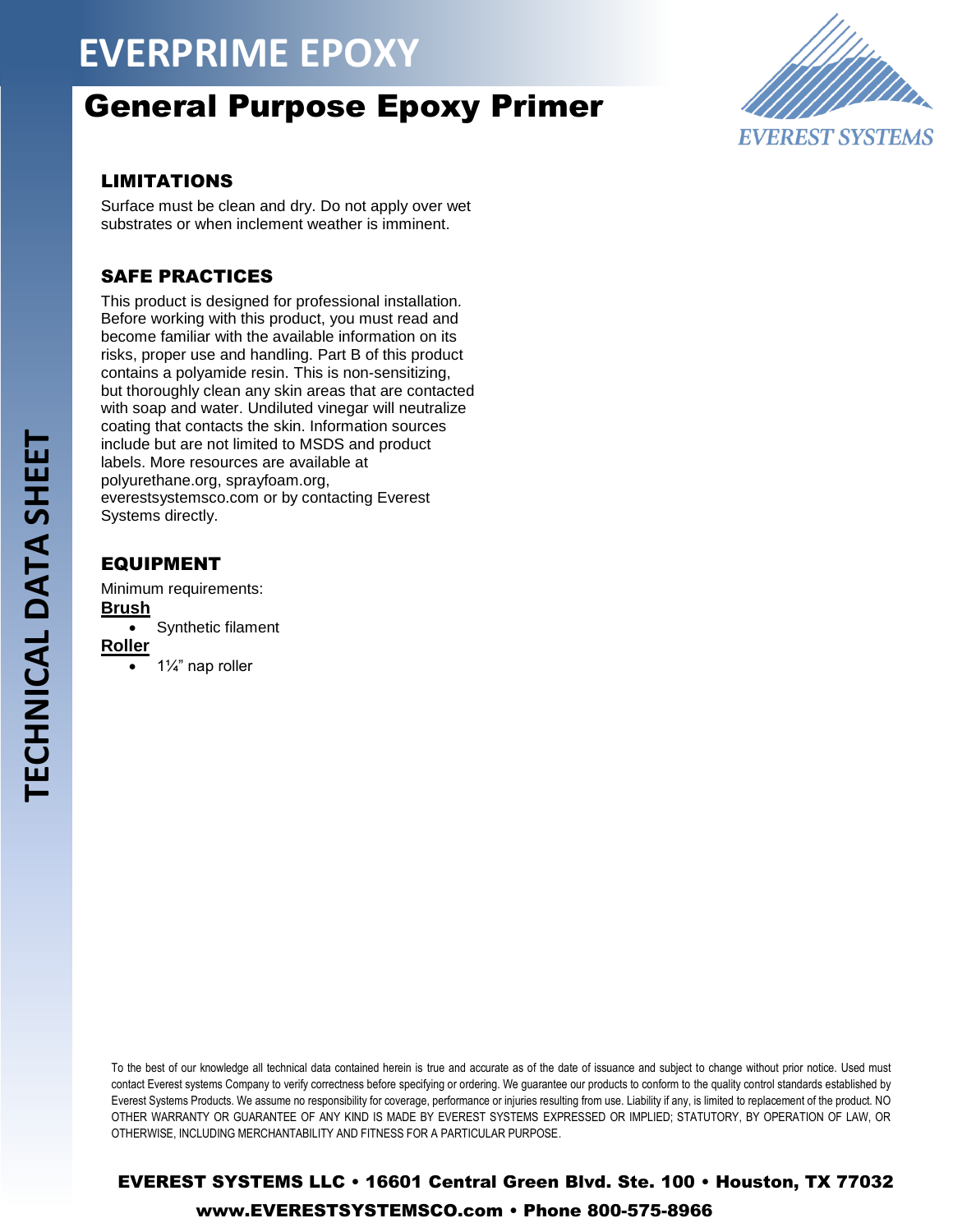# EVERPRIME EPOXY

## General Purpose Epoxy Primer

EVEREST SYSTEMS

TECHNICAL DATA SHEET

### LIMITATIONS

Surface must be clean and dry. Do not apply over wet substrates or when inclement weather is imminent.

### SAFE PRACTICES

This product is designed for professional installation. Before working with this product, you must read and become familiar with the available information on its risks, proper use and handling. Part B of this product contains a polyamide resin. This is non-sensitizing, but thoroughly clean any skin areas that are contacted with soap and water. Undiluted vinegar will neutralize coating that contacts the skin. Information sources include but are not limited to MSDS and product labels. More resources are available at polyurethane.org, sprayfoam.org, everestsystemsco.com or by contacting Everest Systems directly.

### EQUIPMENT

Minimum requirements:

**Brush**

- Synthetic filament

**Roller**

- 1¼" nap roller

To the best of our knowledge all technical data contained herein is true and accurate as of the date of issuance and subject to change without prior notice. Used must contact Everest systems Company to verify correctness before specifying or ordering. We guarantee our products to conform to the quality control standards established by Everest Systems Products. We assume no responsibility for coverage, performance or injuries resulting from use. Liability if any, is limited to replacement of the product. NO OTHER WARRANTY OR GUARANTEE OF ANY KIND IS MADE BY EVEREST SYSTEMS EXPRESSED OR IMPLIED; STATUTORY, BY OPERATION OF LAW, OR OTHERWISE, INCLUDING MERCHANTABILITY AND FITNESS FOR A PARTICULAR PURPOSE.

**EVEREST SYSTEMS LLC • 16601 Central Green Blvd. Ste. 100 • Houston, TX 77032**

**www.EVERESTSYSTEMSCO.com • Phone 800-575-8966**